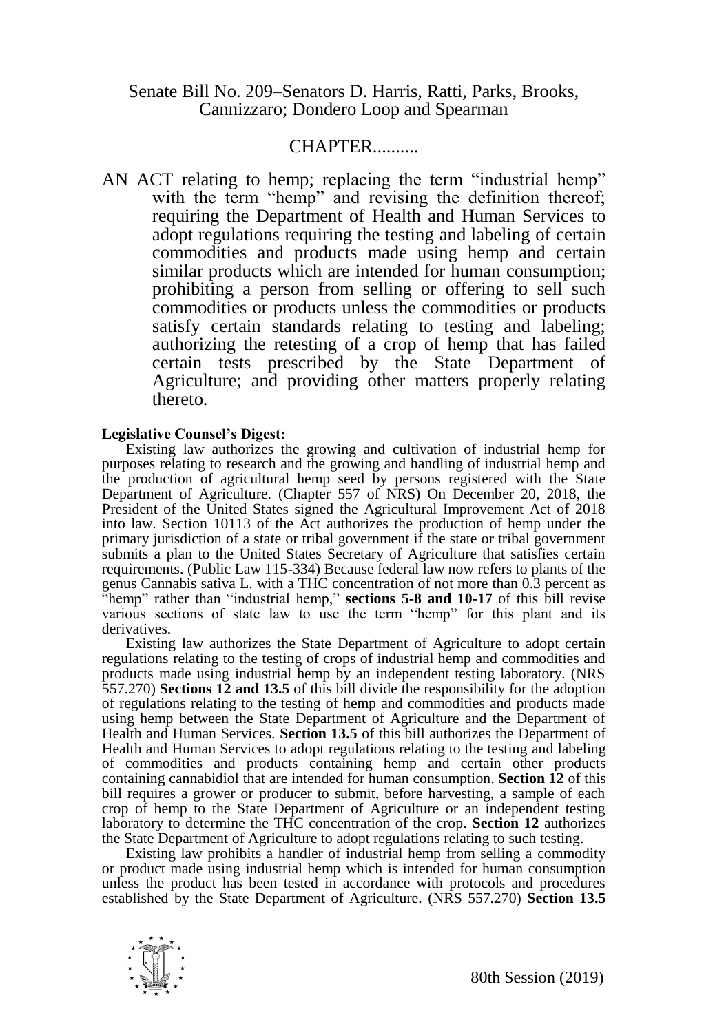Senate Bill No. 209–Senators D. Harris, Ratti, Parks, Brooks, Cannizzaro; Dondero Loop and Spearman

CHAPTER..........

AN ACT relating to hemp; replacing the term "industrial hemp" with the term "hemp" and revising the definition thereof; requiring the Department of Health and Human Services to adopt regulations requiring the testing and labeling of certain commodities and products made using hemp and certain similar products which are intended for human consumption; prohibiting a person from selling or offering to sell such commodities or products unless the commodities or products satisfy certain standards relating to testing and labeling; authorizing the retesting of a crop of hemp that has failed certain tests prescribed by the State Department of Agriculture; and providing other matters properly relating thereto.

**Legislative Counsel's Digest:**

Existing law authorizes the growing and cultivation of industrial hemp for purposes relating to research and the growing and handling of industrial hemp and the production of agricultural hemp seed by persons registered with the State Department of Agriculture. (Chapter 557 of NRS) On December 20, 2018, the President of the United States signed the Agricultural Improvement Act of 2018 into law. Section 10113 of the Act authorizes the production of hemp under the primary jurisdiction of a state or tribal government if the state or tribal government submits a plan to the United States Secretary of Agriculture that satisfies certain requirements. (Public Law 115-334) Because federal law now refers to plants of the genus Cannabis sativa L. with a THC concentration of not more than 0.3 percent as "hemp" rather than "industrial hemp," **sections 5-8 and 10-17** of this bill revise various sections of state law to use the term "hemp" for this plant and its derivatives.

Existing law authorizes the State Department of Agriculture to adopt certain regulations relating to the testing of crops of industrial hemp and commodities and products made using industrial hemp by an independent testing laboratory. (NRS 557.270) **Sections 12 and 13.5** of this bill divide the responsibility for the adoption of regulations relating to the testing of hemp and commodities and products made using hemp between the State Department of Agriculture and the Department of Health and Human Services. **Section 13.5** of this bill authorizes the Department of Health and Human Services to adopt regulations relating to the testing and labeling of commodities and products containing hemp and certain other products containing cannabidiol that are intended for human consumption. **Section 12** of this bill requires a grower or producer to submit, before harvesting, a sample of each crop of hemp to the State Department of Agriculture or an independent testing laboratory to determine the THC concentration of the crop. **Section 12** authorizes the State Department of Agriculture to adopt regulations relating to such testing.

Existing law prohibits a handler of industrial hemp from selling a commodity or product made using industrial hemp which is intended for human consumption unless the product has been tested in accordance with protocols and procedures established by the State Department of Agriculture. (NRS 557.270) **Section 13.5**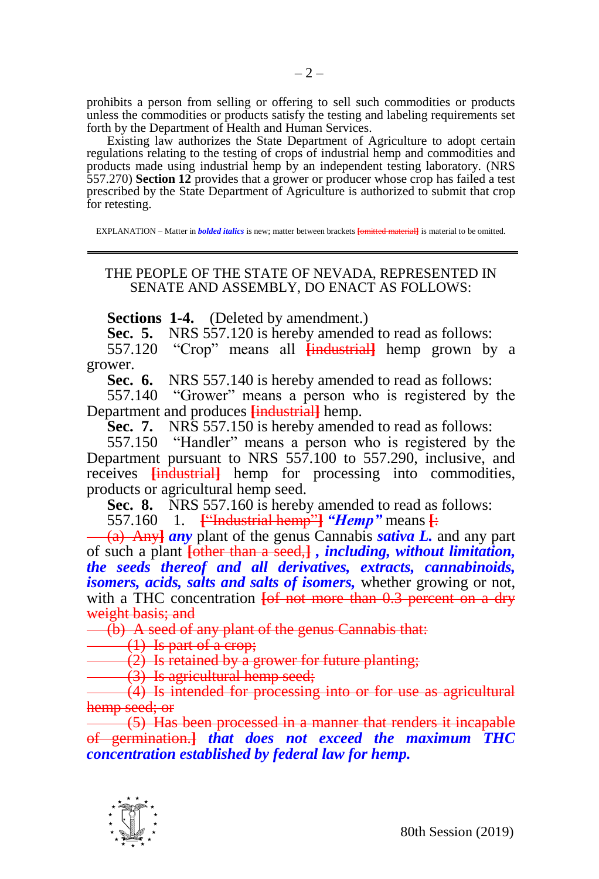prohibits a person from selling or offering to sell such commodities or products unless the commodities or products satisfy the testing and labeling requirements set forth by the Department of Health and Human Services.

Existing law authorizes the State Department of Agriculture to adopt certain regulations relating to the testing of crops of industrial hemp and commodities and products made using industrial hemp by an independent testing laboratory. (NRS 557.270) **Section 12** provides that a grower or producer whose crop has failed a test prescribed by the State Department of Agriculture is authorized to submit that crop for retesting.

EXPLANATION – Matter in ***bolded italics*** is new; matter between brackets ~~[omitted material]~~ is material to be omitted.

---

THE PEOPLE OF THE STATE OF NEVADA, REPRESENTED IN SENATE AND ASSEMBLY, DO ENACT AS FOLLOWS:

**Sections 1-4.** (Deleted by amendment.)

**Sec. 5.** NRS 557.120 is hereby amended to read as follows:

557.120 "Crop" means all **[**~~industrial~~**]** hemp grown by a grower.

**Sec. 6.** NRS 557.140 is hereby amended to read as follows:

557.140 "Grower" means a person who is registered by the Department and produces **[**~~industrial~~**]** hemp.

**Sec. 7.** NRS 557.150 is hereby amended to read as follows:

557.150 "Handler" means a person who is registered by the Department pursuant to NRS 557.100 to 557.290, inclusive, and receives **[**~~industrial~~**]** hemp for processing into commodities, products or agricultural hemp seed.

**Sec. 8.** NRS 557.160 is hereby amended to read as follows:

557.160 1. **[**~~"Industrial hemp"~~**]** ***"Hemp"*** means **[**~~:~~

~~(a) Any~~**]** ***any*** plant of the genus Cannabis ***sativa L.*** and any part of such a plant **[**~~other than a seed,~~**]** ***, including, without limitation, the seeds thereof and all derivatives, extracts, cannabinoids, isomers, acids, salts and salts of isomers,*** whether growing or not, with a THC concentration **[**~~of not more than 0.3 percent on a dry weight basis; and~~

~~(b) A seed of any plant of the genus Cannabis that:~~

~~(1) Is part of a crop;~~

~~(2) Is retained by a grower for future planting;~~

~~(3) Is agricultural hemp seed;~~

~~(4) Is intended for processing into or for use as agricultural hemp seed; or~~

~~(5) Has been processed in a manner that renders it incapable of germination.~~**]** ***that does not exceed the maximum THC concentration established by federal law for hemp.***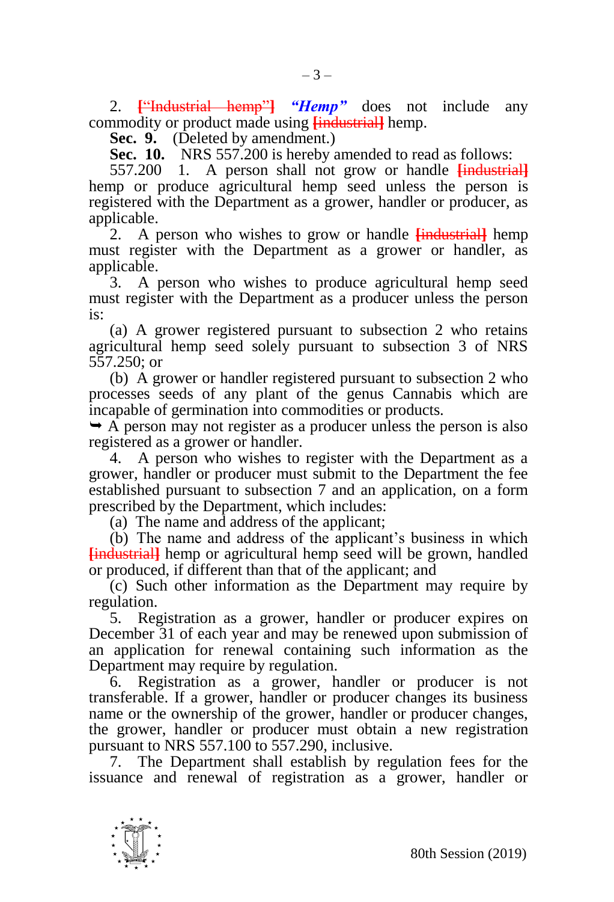2. [“Industrial hemp”] ***“Hemp”*** does not include any commodity or product made using [industrial] hemp.

**Sec. 9.** (Deleted by amendment.)

**Sec. 10.** NRS 557.200 is hereby amended to read as follows:

557.200 1. A person shall not grow or handle [industrial] hemp or produce agricultural hemp seed unless the person is registered with the Department as a grower, handler or producer, as applicable.

2. A person who wishes to grow or handle [industrial] hemp must register with the Department as a grower or handler, as applicable.

3. A person who wishes to produce agricultural hemp seed must register with the Department as a producer unless the person is:

(a) A grower registered pursuant to subsection 2 who retains agricultural hemp seed solely pursuant to subsection 3 of NRS 557.250; or

(b) A grower or handler registered pursuant to subsection 2 who processes seeds of any plant of the genus Cannabis which are incapable of germination into commodities or products.

➥ A person may not register as a producer unless the person is also registered as a grower or handler.

4. A person who wishes to register with the Department as a grower, handler or producer must submit to the Department the fee established pursuant to subsection 7 and an application, on a form prescribed by the Department, which includes:

(a) The name and address of the applicant;

(b) The name and address of the applicant’s business in which [industrial] hemp or agricultural hemp seed will be grown, handled or produced, if different than that of the applicant; and

(c) Such other information as the Department may require by regulation.

5. Registration as a grower, handler or producer expires on December 31 of each year and may be renewed upon submission of an application for renewal containing such information as the Department may require by regulation.

6. Registration as a grower, handler or producer is not transferable. If a grower, handler or producer changes its business name or the ownership of the grower, handler or producer changes, the grower, handler or producer must obtain a new registration pursuant to NRS 557.100 to 557.290, inclusive.

7. The Department shall establish by regulation fees for the issuance and renewal of registration as a grower, handler or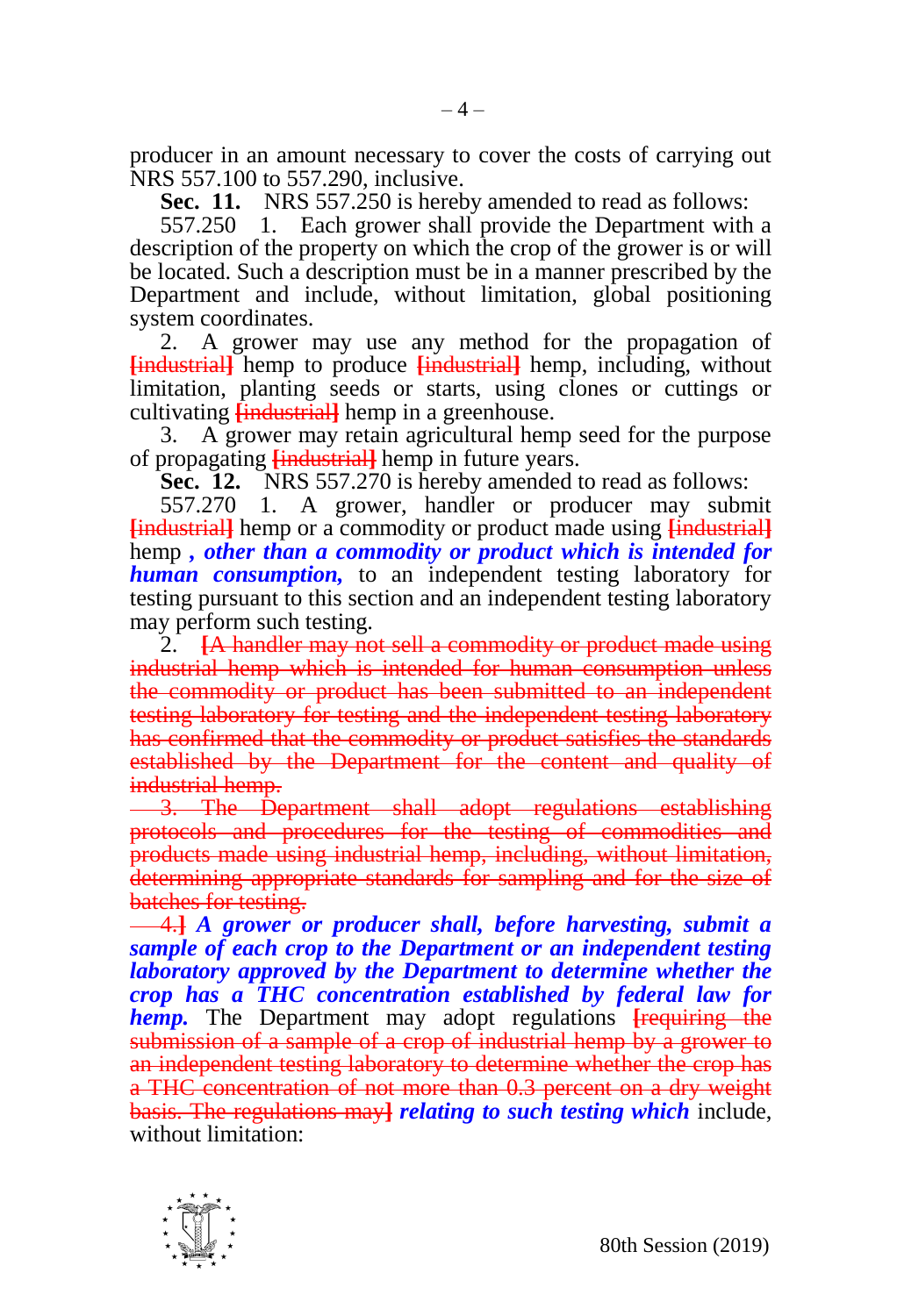producer in an amount necessary to cover the costs of carrying out NRS 557.100 to 557.290, inclusive.

**Sec. 11.** NRS 557.250 is hereby amended to read as follows:

557.250 1. Each grower shall provide the Department with a description of the property on which the crop of the grower is or will be located. Such a description must be in a manner prescribed by the Department and include, without limitation, global positioning system coordinates.

2. A grower may use any method for the propagation of ~~[industrial]~~ hemp to produce ~~[industrial]~~ hemp, including, without limitation, planting seeds or starts, using clones or cuttings or cultivating ~~[industrial]~~ hemp in a greenhouse.

3. A grower may retain agricultural hemp seed for the purpose of propagating ~~[industrial]~~ hemp in future years.

**Sec. 12.** NRS 557.270 is hereby amended to read as follows:

557.270 1. A grower, handler or producer may submit ~~[industrial]~~ hemp or a commodity or product made using ~~[industrial]~~ hemp ***, other than a commodity or product which is intended for human consumption,*** to an independent testing laboratory for testing pursuant to this section and an independent testing laboratory may perform such testing.

2. ~~[A handler may not sell a commodity or product made using industrial hemp which is intended for human consumption unless the commodity or product has been submitted to an independent testing laboratory for testing and the independent testing laboratory has confirmed that the commodity or product satisfies the standards established by the Department for the content and quality of industrial hemp.~~

~~3. The Department shall adopt regulations establishing protocols and procedures for the testing of commodities and products made using industrial hemp, including, without limitation, determining appropriate standards for sampling and for the size of batches for testing.~~

~~4.]~~ ***A grower or producer shall, before harvesting, submit a sample of each crop to the Department or an independent testing laboratory approved by the Department to determine whether the crop has a THC concentration established by federal law for hemp.*** The Department may adopt regulations ~~[requiring the submission of a sample of a crop of industrial hemp by a grower to an independent testing laboratory to determine whether the crop has a THC concentration of not more than 0.3 percent on a dry weight basis. The regulations may]~~ ***relating to such testing which*** include, without limitation: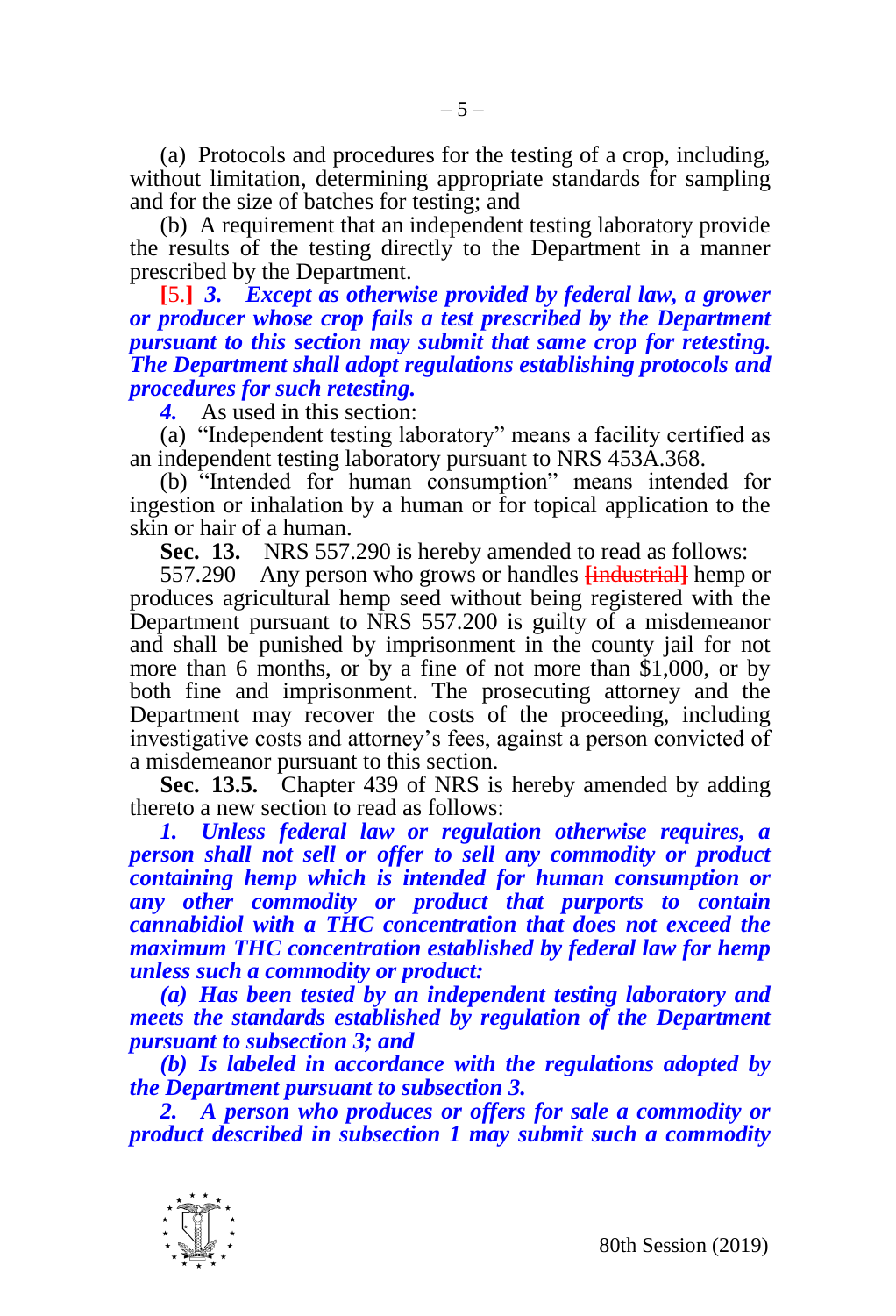(a) Protocols and procedures for the testing of a crop, including, without limitation, determining appropriate standards for sampling and for the size of batches for testing; and

(b) A requirement that an independent testing laboratory provide the results of the testing directly to the Department in a manner prescribed by the Department.

[5.] ***3. Except as otherwise provided by federal law, a grower or producer whose crop fails a test prescribed by the Department pursuant to this section may submit that same crop for retesting. The Department shall adopt regulations establishing protocols and procedures for such retesting.***

***4.*** As used in this section:

(a) "Independent testing laboratory" means a facility certified as an independent testing laboratory pursuant to NRS 453A.368.

(b) "Intended for human consumption" means intended for ingestion or inhalation by a human or for topical application to the skin or hair of a human.

**Sec. 13.** NRS 557.290 is hereby amended to read as follows:

557.290 Any person who grows or handles [industrial] hemp or produces agricultural hemp seed without being registered with the Department pursuant to NRS 557.200 is guilty of a misdemeanor and shall be punished by imprisonment in the county jail for not more than 6 months, or by a fine of not more than $1,000, or by both fine and imprisonment. The prosecuting attorney and the Department may recover the costs of the proceeding, including investigative costs and attorney's fees, against a person convicted of a misdemeanor pursuant to this section.

**Sec. 13.5.** Chapter 439 of NRS is hereby amended by adding thereto a new section to read as follows:

***1. Unless federal law or regulation otherwise requires, a person shall not sell or offer to sell any commodity or product containing hemp which is intended for human consumption or any other commodity or product that purports to contain cannabidiol with a THC concentration that does not exceed the maximum THC concentration established by federal law for hemp unless such a commodity or product:***

***(a) Has been tested by an independent testing laboratory and meets the standards established by regulation of the Department pursuant to subsection 3; and***

***(b) Is labeled in accordance with the regulations adopted by the Department pursuant to subsection 3.***

***2. A person who produces or offers for sale a commodity or product described in subsection 1 may submit such a commodity***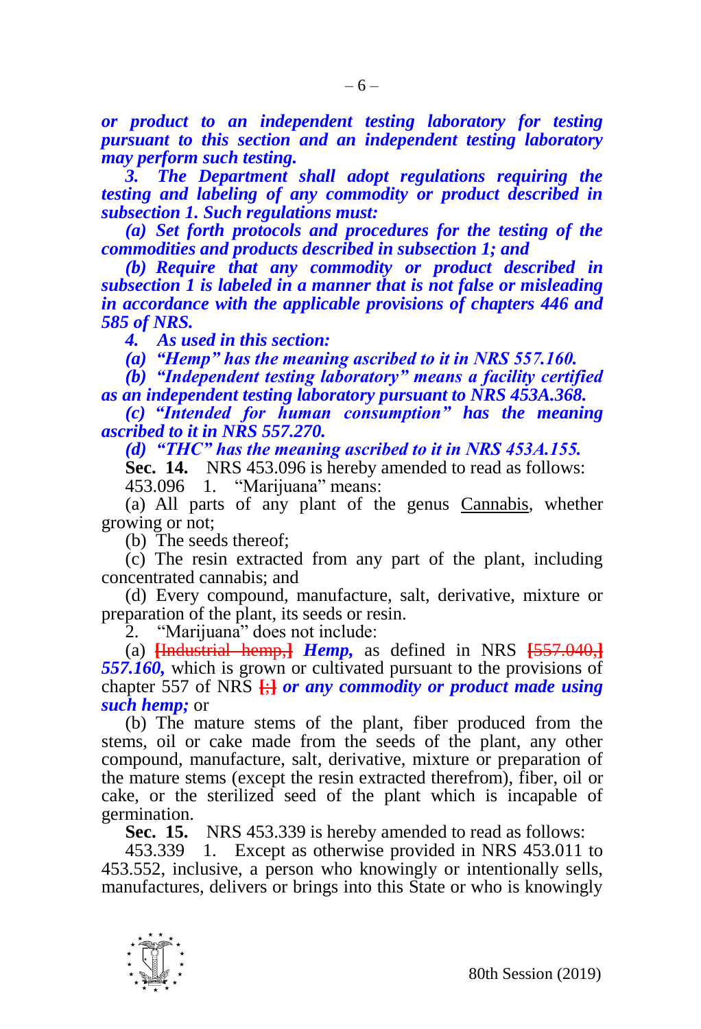***or product to an independent testing laboratory for testing pursuant to this section and an independent testing laboratory may perform such testing.***

***3. The Department shall adopt regulations requiring the testing and labeling of any commodity or product described in subsection 1. Such regulations must:***

***(a) Set forth protocols and procedures for the testing of the commodities and products described in subsection 1; and***

***(b) Require that any commodity or product described in subsection 1 is labeled in a manner that is not false or misleading in accordance with the applicable provisions of chapters 446 and 585 of NRS.***

***4. As used in this section:***

***(a) "Hemp" has the meaning ascribed to it in NRS 557.160.***

***(b) "Independent testing laboratory" means a facility certified as an independent testing laboratory pursuant to NRS 453A.368.***

***(c) "Intended for human consumption" has the meaning ascribed to it in NRS 557.270.***

***(d) "THC" has the meaning ascribed to it in NRS 453A.155.***

**Sec. 14.** NRS 453.096 is hereby amended to read as follows:

453.096 1. "Marijuana" means:

(a) All parts of any plant of the genus Cannabis, whether growing or not;

(b) The seeds thereof;

(c) The resin extracted from any part of the plant, including concentrated cannabis; and

(d) Every compound, manufacture, salt, derivative, mixture or preparation of the plant, its seeds or resin.

2. "Marijuana" does not include:

(a) **[**~~Industrial hemp,~~**]** ***Hemp,*** as defined in NRS **[**~~557.040,~~**]** ***557.160,*** which is grown or cultivated pursuant to the provisions of chapter 557 of NRS **[**~~;~~**]** ***or any commodity or product made using such hemp;*** or

(b) The mature stems of the plant, fiber produced from the stems, oil or cake made from the seeds of the plant, any other compound, manufacture, salt, derivative, mixture or preparation of the mature stems (except the resin extracted therefrom), fiber, oil or cake, or the sterilized seed of the plant which is incapable of germination.

**Sec. 15.** NRS 453.339 is hereby amended to read as follows:

453.339 1. Except as otherwise provided in NRS 453.011 to 453.552, inclusive, a person who knowingly or intentionally sells, manufactures, delivers or brings into this State or who is knowingly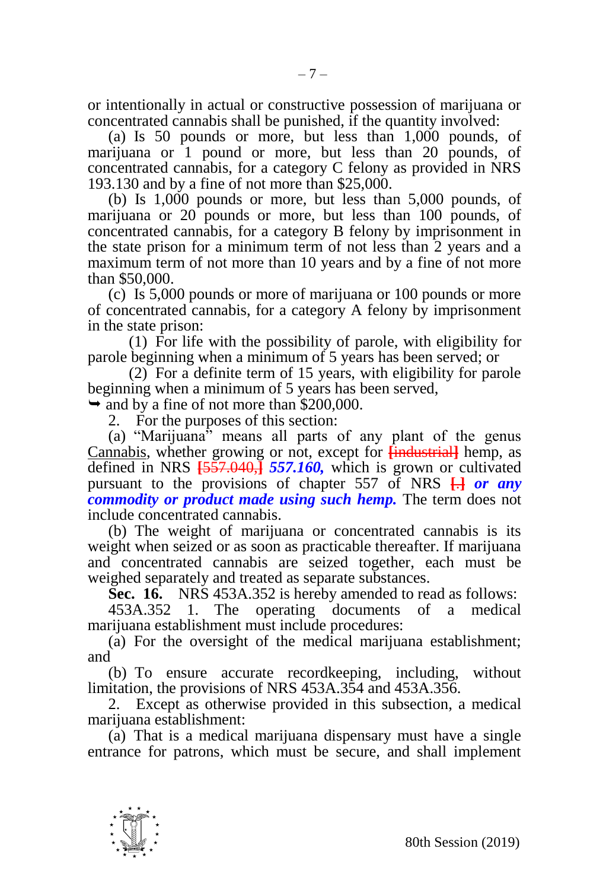or intentionally in actual or constructive possession of marijuana or concentrated cannabis shall be punished, if the quantity involved:

(a) Is 50 pounds or more, but less than 1,000 pounds, of marijuana or 1 pound or more, but less than 20 pounds, of concentrated cannabis, for a category C felony as provided in NRS 193.130 and by a fine of not more than $25,000.

(b) Is 1,000 pounds or more, but less than 5,000 pounds, of marijuana or 20 pounds or more, but less than 100 pounds, of concentrated cannabis, for a category B felony by imprisonment in the state prison for a minimum term of not less than 2 years and a maximum term of not more than 10 years and by a fine of not more than $50,000.

(c) Is 5,000 pounds or more of marijuana or 100 pounds or more of concentrated cannabis, for a category A felony by imprisonment in the state prison:

(1) For life with the possibility of parole, with eligibility for parole beginning when a minimum of 5 years has been served; or

(2) For a definite term of 15 years, with eligibility for parole beginning when a minimum of 5 years has been served,

➥ and by a fine of not more than $200,000.

2. For the purposes of this section:

(a) "Marijuana" means all parts of any plant of the genus Cannabis, whether growing or not, except for ~~[industrial]~~ hemp, as defined in NRS ~~[557.040,]~~ ***557.160,*** which is grown or cultivated pursuant to the provisions of chapter 557 of NRS ~~[.]~~ ***or any commodity or product made using such hemp.*** The term does not include concentrated cannabis.

(b) The weight of marijuana or concentrated cannabis is its weight when seized or as soon as practicable thereafter. If marijuana and concentrated cannabis are seized together, each must be weighed separately and treated as separate substances.

**Sec. 16.** NRS 453A.352 is hereby amended to read as follows:

453A.352 1. The operating documents of a medical marijuana establishment must include procedures:

(a) For the oversight of the medical marijuana establishment; and

(b) To ensure accurate recordkeeping, including, without limitation, the provisions of NRS 453A.354 and 453A.356.

2. Except as otherwise provided in this subsection, a medical marijuana establishment:

(a) That is a medical marijuana dispensary must have a single entrance for patrons, which must be secure, and shall implement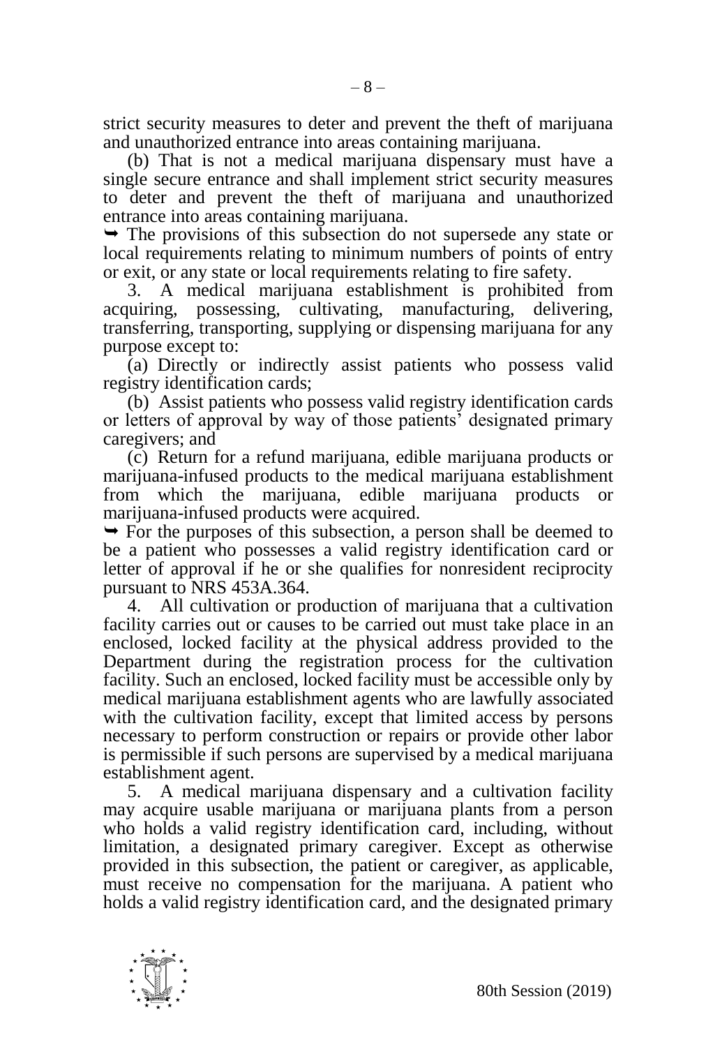strict security measures to deter and prevent the theft of marijuana and unauthorized entrance into areas containing marijuana.

(b) That is not a medical marijuana dispensary must have a single secure entrance and shall implement strict security measures to deter and prevent the theft of marijuana and unauthorized entrance into areas containing marijuana.

➥ The provisions of this subsection do not supersede any state or local requirements relating to minimum numbers of points of entry or exit, or any state or local requirements relating to fire safety.

3. A medical marijuana establishment is prohibited from acquiring, possessing, cultivating, manufacturing, delivering, transferring, transporting, supplying or dispensing marijuana for any purpose except to:

(a) Directly or indirectly assist patients who possess valid registry identification cards;

(b) Assist patients who possess valid registry identification cards or letters of approval by way of those patients' designated primary caregivers; and

(c) Return for a refund marijuana, edible marijuana products or marijuana-infused products to the medical marijuana establishment from which the marijuana, edible marijuana products or marijuana-infused products were acquired.

➥ For the purposes of this subsection, a person shall be deemed to be a patient who possesses a valid registry identification card or letter of approval if he or she qualifies for nonresident reciprocity pursuant to NRS 453A.364.

4. All cultivation or production of marijuana that a cultivation facility carries out or causes to be carried out must take place in an enclosed, locked facility at the physical address provided to the Department during the registration process for the cultivation facility. Such an enclosed, locked facility must be accessible only by medical marijuana establishment agents who are lawfully associated with the cultivation facility, except that limited access by persons necessary to perform construction or repairs or provide other labor is permissible if such persons are supervised by a medical marijuana establishment agent.

5. A medical marijuana dispensary and a cultivation facility may acquire usable marijuana or marijuana plants from a person who holds a valid registry identification card, including, without limitation, a designated primary caregiver. Except as otherwise provided in this subsection, the patient or caregiver, as applicable, must receive no compensation for the marijuana. A patient who holds a valid registry identification card, and the designated primary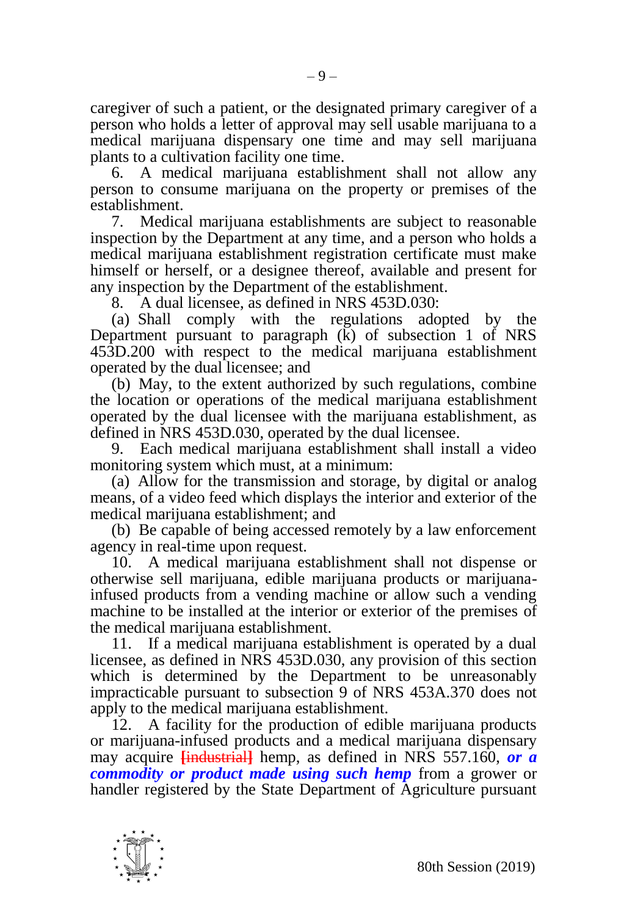caregiver of such a patient, or the designated primary caregiver of a person who holds a letter of approval may sell usable marijuana to a medical marijuana dispensary one time and may sell marijuana plants to a cultivation facility one time.

6. A medical marijuana establishment shall not allow any person to consume marijuana on the property or premises of the establishment.

7. Medical marijuana establishments are subject to reasonable inspection by the Department at any time, and a person who holds a medical marijuana establishment registration certificate must make himself or herself, or a designee thereof, available and present for any inspection by the Department of the establishment.

8. A dual licensee, as defined in NRS 453D.030:

(a) Shall comply with the regulations adopted by the Department pursuant to paragraph (k) of subsection 1 of NRS 453D.200 with respect to the medical marijuana establishment operated by the dual licensee; and

(b) May, to the extent authorized by such regulations, combine the location or operations of the medical marijuana establishment operated by the dual licensee with the marijuana establishment, as defined in NRS 453D.030, operated by the dual licensee.

9. Each medical marijuana establishment shall install a video monitoring system which must, at a minimum:

(a) Allow for the transmission and storage, by digital or analog means, of a video feed which displays the interior and exterior of the medical marijuana establishment; and

(b) Be capable of being accessed remotely by a law enforcement agency in real-time upon request.

10. A medical marijuana establishment shall not dispense or otherwise sell marijuana, edible marijuana products or marijuana-infused products from a vending machine or allow such a vending machine to be installed at the interior or exterior of the premises of the medical marijuana establishment.

11. If a medical marijuana establishment is operated by a dual licensee, as defined in NRS 453D.030, any provision of this section which is determined by the Department to be unreasonably impracticable pursuant to subsection 9 of NRS 453A.370 does not apply to the medical marijuana establishment.

12. A facility for the production of edible marijuana products or marijuana-infused products and a medical marijuana dispensary may acquire [industrial] hemp, as defined in NRS 557.160, ***or a commodity or product made using such hemp*** from a grower or handler registered by the State Department of Agriculture pursuant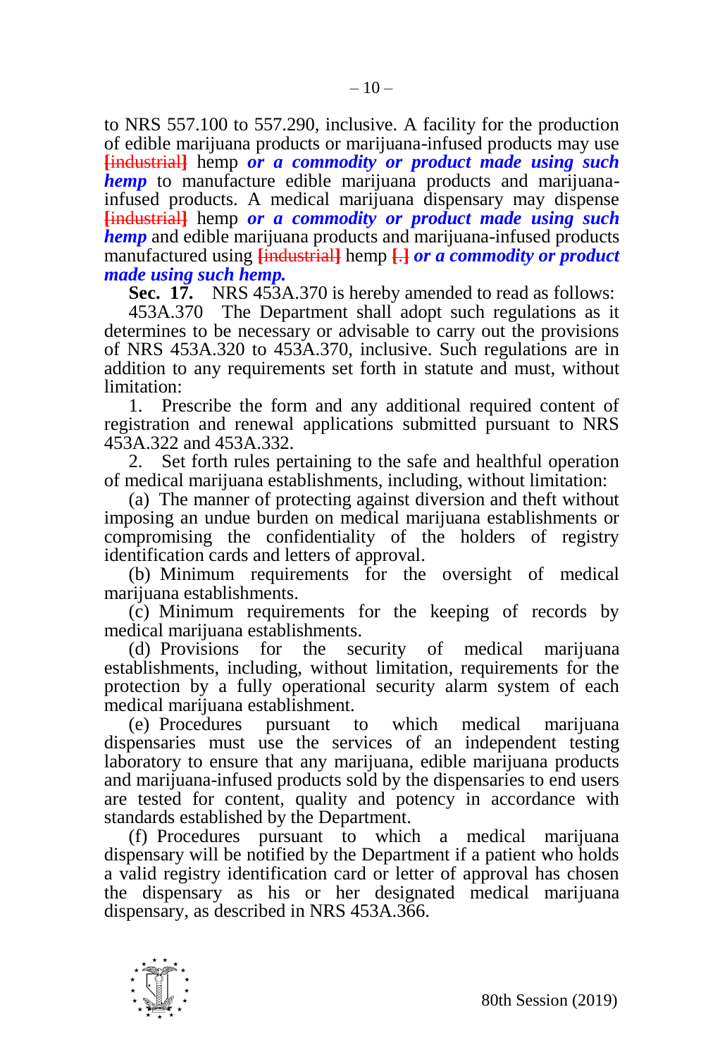to NRS 557.100 to 557.290, inclusive. A facility for the production of edible marijuana products or marijuana-infused products may use ~~[industrial]~~ hemp ***or a commodity or product made using such hemp*** to manufacture edible marijuana products and marijuana-infused products. A medical marijuana dispensary may dispense ~~[industrial]~~ hemp ***or a commodity or product made using such hemp*** and edible marijuana products and marijuana-infused products manufactured using ~~[industrial]~~ hemp ~~[.]~~ ***or a commodity or product made using such hemp.***

**Sec. 17.** NRS 453A.370 is hereby amended to read as follows:

453A.370 The Department shall adopt such regulations as it determines to be necessary or advisable to carry out the provisions of NRS 453A.320 to 453A.370, inclusive. Such regulations are in addition to any requirements set forth in statute and must, without limitation:

1. Prescribe the form and any additional required content of registration and renewal applications submitted pursuant to NRS 453A.322 and 453A.332.

2. Set forth rules pertaining to the safe and healthful operation of medical marijuana establishments, including, without limitation:

(a) The manner of protecting against diversion and theft without imposing an undue burden on medical marijuana establishments or compromising the confidentiality of the holders of registry identification cards and letters of approval.

(b) Minimum requirements for the oversight of medical marijuana establishments.

(c) Minimum requirements for the keeping of records by medical marijuana establishments.

(d) Provisions for the security of medical marijuana establishments, including, without limitation, requirements for the protection by a fully operational security alarm system of each medical marijuana establishment.

(e) Procedures pursuant to which medical marijuana dispensaries must use the services of an independent testing laboratory to ensure that any marijuana, edible marijuana products and marijuana-infused products sold by the dispensaries to end users are tested for content, quality and potency in accordance with standards established by the Department.

(f) Procedures pursuant to which a medical marijuana dispensary will be notified by the Department if a patient who holds a valid registry identification card or letter of approval has chosen the dispensary as his or her designated medical marijuana dispensary, as described in NRS 453A.366.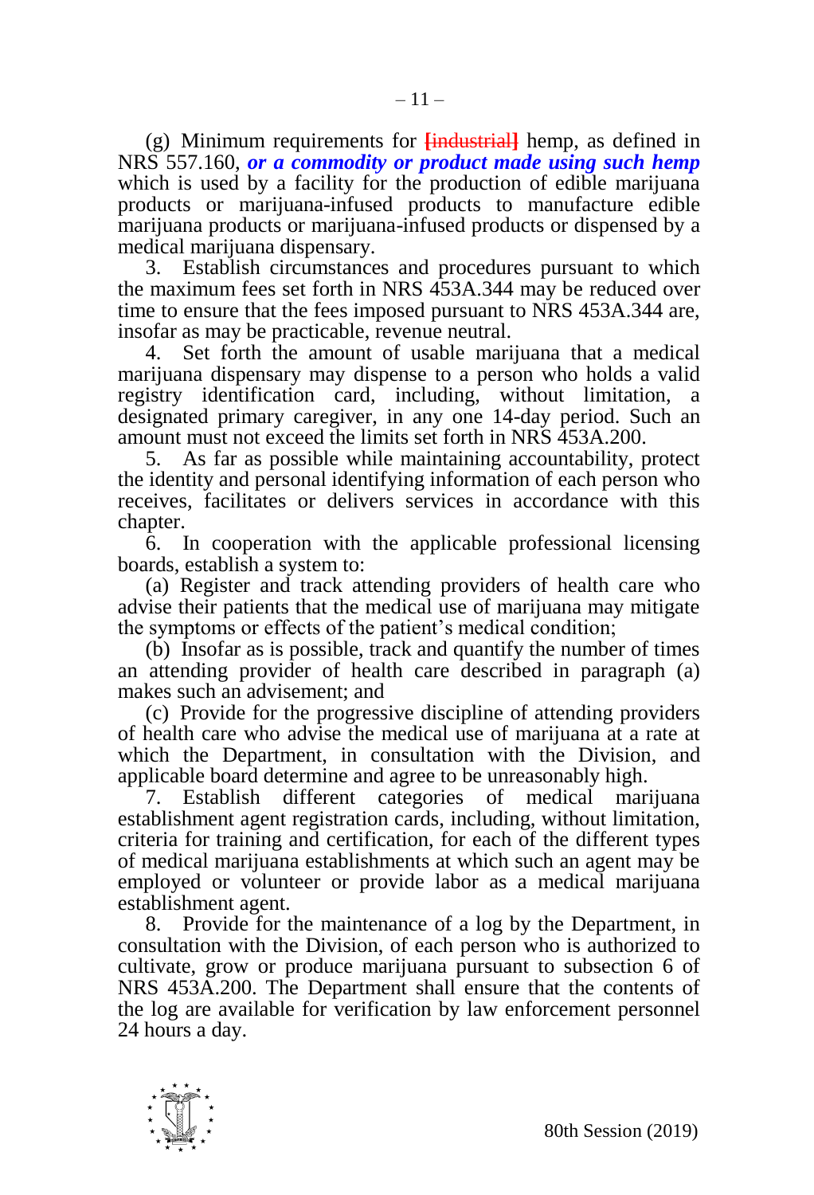(g) Minimum requirements for [~~industrial~~] hemp, as defined in NRS 557.160, ***or a commodity or product made using such hemp*** which is used by a facility for the production of edible marijuana products or marijuana-infused products to manufacture edible marijuana products or marijuana-infused products or dispensed by a medical marijuana dispensary.

3. Establish circumstances and procedures pursuant to which the maximum fees set forth in NRS 453A.344 may be reduced over time to ensure that the fees imposed pursuant to NRS 453A.344 are, insofar as may be practicable, revenue neutral.

4. Set forth the amount of usable marijuana that a medical marijuana dispensary may dispense to a person who holds a valid registry identification card, including, without limitation, a designated primary caregiver, in any one 14-day period. Such an amount must not exceed the limits set forth in NRS 453A.200.

5. As far as possible while maintaining accountability, protect the identity and personal identifying information of each person who receives, facilitates or delivers services in accordance with this chapter.

6. In cooperation with the applicable professional licensing boards, establish a system to:

(a) Register and track attending providers of health care who advise their patients that the medical use of marijuana may mitigate the symptoms or effects of the patient's medical condition;

(b) Insofar as is possible, track and quantify the number of times an attending provider of health care described in paragraph (a) makes such an advisement; and

(c) Provide for the progressive discipline of attending providers of health care who advise the medical use of marijuana at a rate at which the Department, in consultation with the Division, and applicable board determine and agree to be unreasonably high.

7. Establish different categories of medical marijuana establishment agent registration cards, including, without limitation, criteria for training and certification, for each of the different types of medical marijuana establishments at which such an agent may be employed or volunteer or provide labor as a medical marijuana establishment agent.

8. Provide for the maintenance of a log by the Department, in consultation with the Division, of each person who is authorized to cultivate, grow or produce marijuana pursuant to subsection 6 of NRS 453A.200. The Department shall ensure that the contents of the log are available for verification by law enforcement personnel 24 hours a day.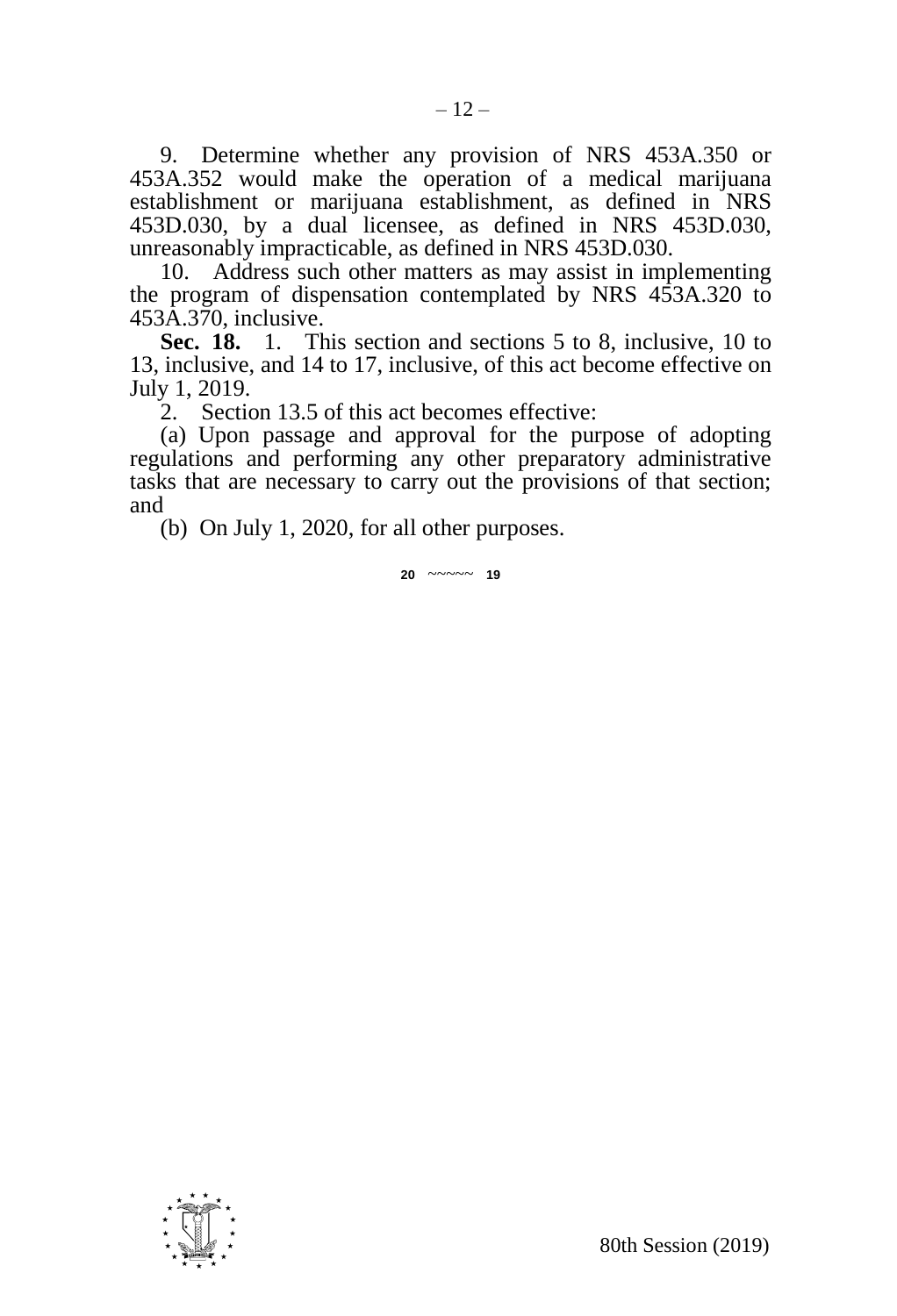9. Determine whether any provision of NRS 453A.350 or 453A.352 would make the operation of a medical marijuana establishment or marijuana establishment, as defined in NRS 453D.030, by a dual licensee, as defined in NRS 453D.030, unreasonably impracticable, as defined in NRS 453D.030.

10. Address such other matters as may assist in implementing the program of dispensation contemplated by NRS 453A.320 to 453A.370, inclusive.

**Sec. 18.** 1. This section and sections 5 to 8, inclusive, 10 to 13, inclusive, and 14 to 17, inclusive, of this act become effective on July 1, 2019.

2. Section 13.5 of this act becomes effective:

(a) Upon passage and approval for the purpose of adopting regulations and performing any other preparatory administrative tasks that are necessary to carry out the provisions of that section; and

(b) On July 1, 2020, for all other purposes.

20 ~~~~~ 19